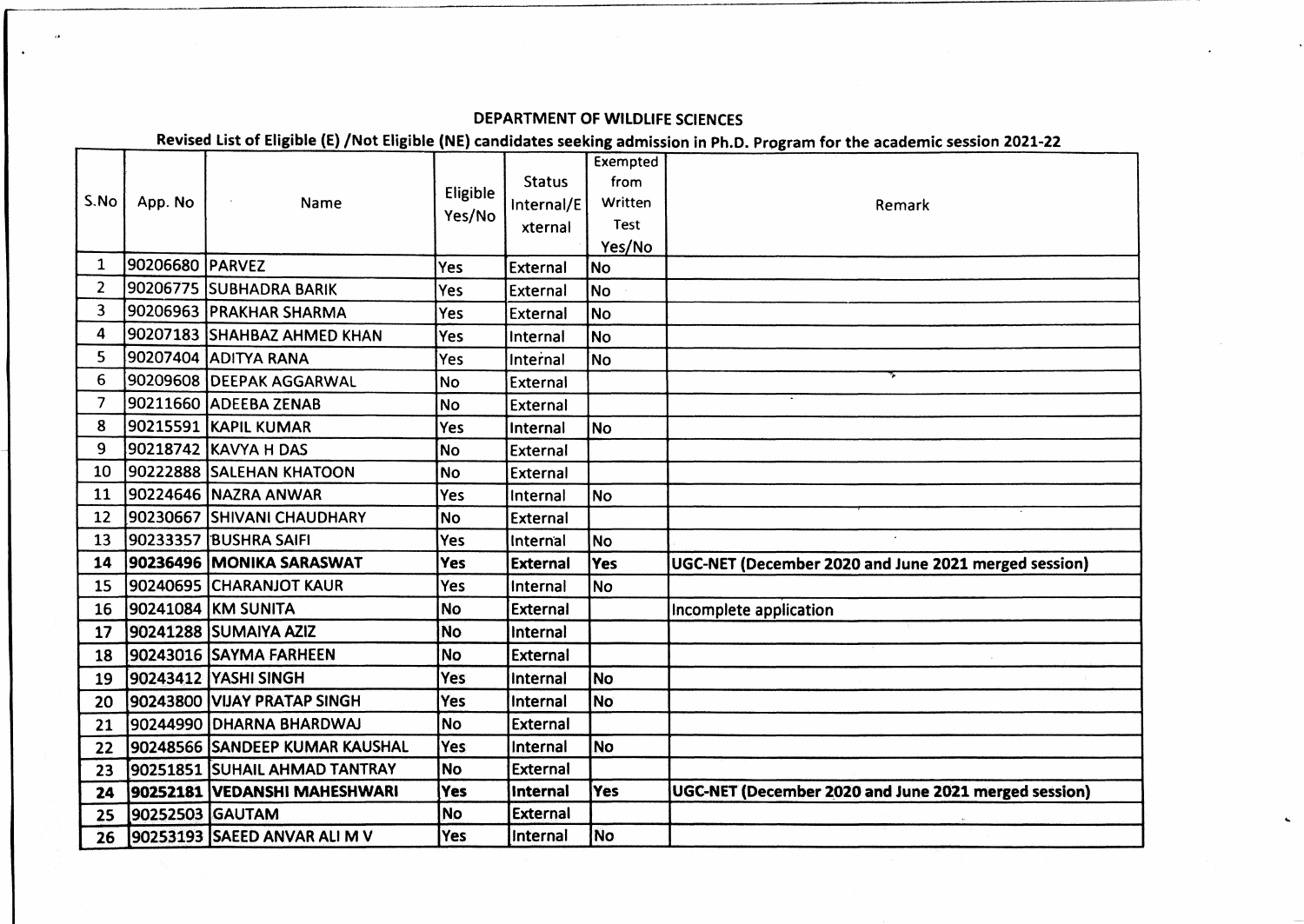## DEPARTMENT OF WILDLIFE SCIENCES

### Revised List of Eligible (E) /Not Eligible (NE) candidates seeking admission in Ph.D. Program for the academic session 2021-22

| S.No | App. No | Name | Eligible Yes/No | Status Internal/External | Exempted from Written Test Yes/No | Remark |
|---|---|---|---|---|---|---|
| 1 | 90206680 | PARVEZ | Yes | External | No | |
| 2 | 90206775 | SUBHADRA BARIK | Yes | External | No | |
| 3 | 90206963 | PRAKHAR SHARMA | Yes | External | No | |
| 4 | 90207183 | SHAHBAZ AHMED KHAN | Yes | Internal | No | |
| 5 | 90207404 | ADITYA RANA | Yes | Internal | No | |
| 6 | 90209608 | DEEPAK AGGARWAL | No | External | | |
| 7 | 90211660 | ADEEBA ZENAB | No | External | | |
| 8 | 90215591 | KAPIL KUMAR | Yes | Internal | No | |
| 9 | 90218742 | KAVYA H DAS | No | External | | |
| 10 | 90222888 | SALEHAN KHATOON | No | External | | |
| 11 | 90224646 | NAZRA ANWAR | Yes | Internal | No | |
| 12 | 90230667 | SHIVANI CHAUDHARY | No | External | | |
| 13 | 90233357 | BUSHRA SAIFI | Yes | Internal | No | |
| **14** | **90236496** | **MONIKA SARASWAT** | **Yes** | **External** | **Yes** | **UGC-NET (December 2020 and June 2021 merged session)** |
| 15 | 90240695 | CHARANJOT KAUR | Yes | Internal | No | |
| 16 | 90241084 | KM SUNITA | No | External | | Incomplete application |
| 17 | 90241288 | SUMAIYA AZIZ | No | Internal | | |
| 18 | 90243016 | SAYMA FARHEEN | No | External | | |
| 19 | 90243412 | YASHI SINGH | Yes | Internal | No | |
| 20 | 90243800 | VIJAY PRATAP SINGH | Yes | Internal | No | |
| 21 | 90244990 | DHARNA BHARDWAJ | No | External | | |
| 22 | 90248566 | SANDEEP KUMAR KAUSHAL | Yes | Internal | No | |
| 23 | 90251851 | SUHAIL AHMAD TANTRAY | No | External | | |
| **24** | **90252181** | **VEDANSHI MAHESHWARI** | **Yes** | **Internal** | **Yes** | **UGC-NET (December 2020 and June 2021 merged session)** |
| 25 | 90252503 | GAUTAM | No | External | | |
| 26 | 90253193 | SAEED ANVAR ALI M V | Yes | Internal | No | |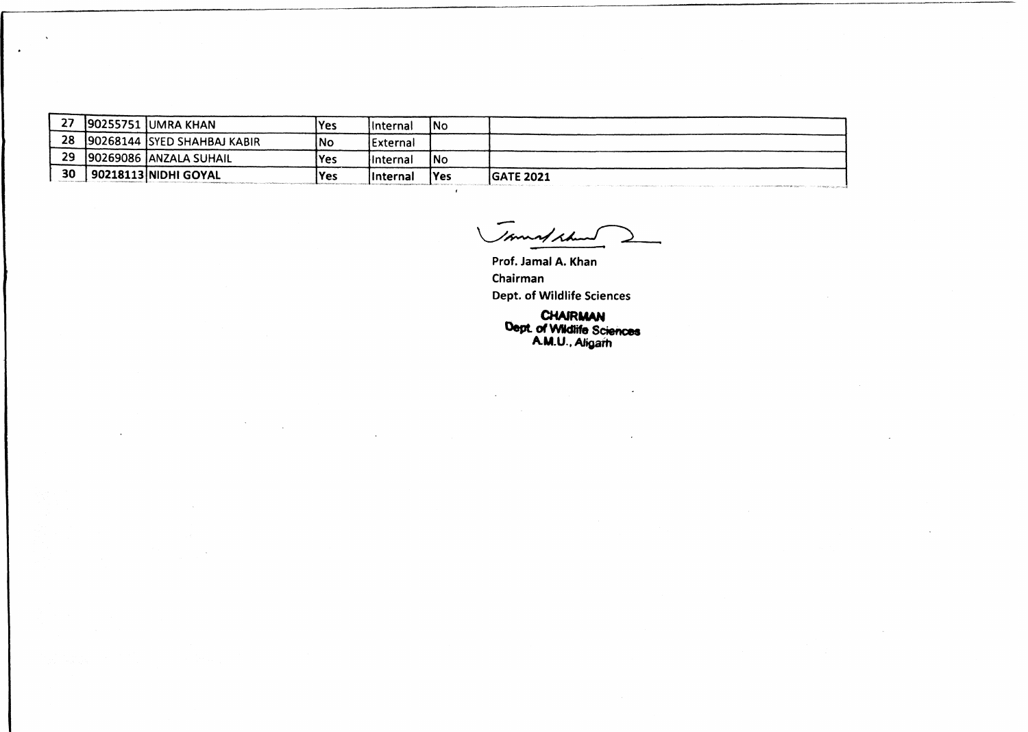| | | | | | | |
|---|---|---|---|---|---|---|
| 27 | 90255751 | UMRA KHAN | Yes | Internal | No | |
| 28 | 90268144 | SYED SHAHBAJ KABIR | No | External | | |
| 29 | 90269086 | ANZALA SUHAIL | Yes | Internal | No | |
| 30 | 90218113 | NIDHI GOYAL | Yes | Internal | Yes | GATE 2021 |

**Prof. Jamal A. Khan**
**Chairman**
**Dept. of Wildlife Sciences**

**CHAIRMAN**
**Dept. of Wildlife Sciences**
**A.M.U., Aligarh**